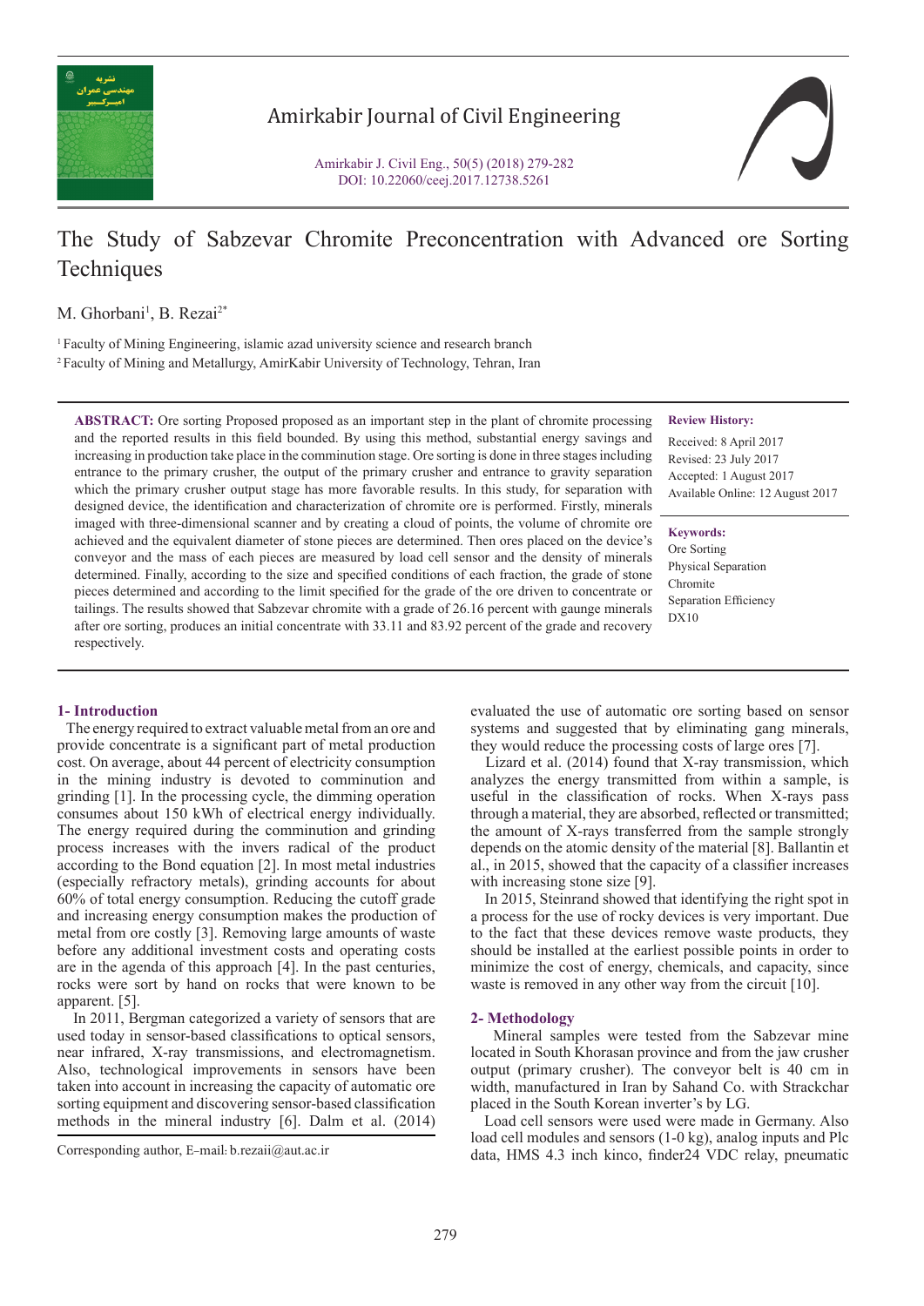# The Study of Sabzevar Chromite Preconcentration with Advanced ore Sorting Techniques

M. Ghorbani[1], B. Rezai[2*]

[1] Faculty of Mining Engineering, islamic azad university science and research branch

[2] Faculty of Mining and Metallurgy, AmirKabir University of Technology, Tehran, Iran

**ABSTRACT:** Ore sorting Proposed proposed as an important step in the plant of chromite processing and the reported results in this field bounded. By using this method, substantial energy savings and increasing in production take place in the comminution stage. Ore sorting is done in three stages including entrance to the primary crusher, the output of the primary crusher and entrance to gravity separation which the primary crusher output stage has more favorable results. In this study, for separation with designed device, the identification and characterization of chromite ore is performed. Firstly, minerals imaged with three-dimensional scanner and by creating a cloud of points, the volume of chromite ore achieved and the equivalent diameter of stone pieces are determined. Then ores placed on the device's conveyor and the mass of each pieces are measured by load cell sensor and the density of minerals determined. Finally, according to the size and specified conditions of each fraction, the grade of stone pieces determined and according to the limit specified for the grade of the ore driven to concentrate or tailings. The results showed that Sabzevar chromite with a grade of 26.16 percent with gaunge minerals after ore sorting, produces an initial concentrate with 33.11 and 83.92 percent of the grade and recovery respectively.

**Review History:**

Received: 8 April 2017
Revised: 23 July 2017
Accepted: 1 August 2017
Available Online: 12 August 2017

**Keywords:**

Ore Sorting
Physical Separation
Chromite
Separation Efficiency
DX10

## 1- Introduction

The energy required to extract valuable metal from an ore and provide concentrate is a significant part of metal production cost. On average, about 44 percent of electricity consumption in the mining industry is devoted to comminution and grinding [1]. In the processing cycle, the dimming operation consumes about 150 kWh of electrical energy individually. The energy required during the comminution and grinding process increases with the invers radical of the product according to the Bond equation [2]. In most metal industries (especially refractory metals), grinding accounts for about 60% of total energy consumption. Reducing the cutoff grade and increasing energy consumption makes the production of metal from ore costly [3]. Removing large amounts of waste before any additional investment costs and operating costs are in the agenda of this approach [4]. In the past centuries, rocks were sort by hand on rocks that were known to be apparent. [5].

In 2011, Bergman categorized a variety of sensors that are used today in sensor-based classifications to optical sensors, near infrared, X-ray transmissions, and electromagnetism. Also, technological improvements in sensors have been taken into account in increasing the capacity of automatic ore sorting equipment and discovering sensor-based classification methods in the mineral industry [6]. Dalm et al. (2014) evaluated the use of automatic ore sorting based on sensor systems and suggested that by eliminating gang minerals, they would reduce the processing costs of large ores [7].

Lizard et al. (2014) found that X-ray transmission, which analyzes the energy transmitted from within a sample, is useful in the classification of rocks. When X-rays pass through a material, they are absorbed, reflected or transmitted; the amount of X-rays transferred from the sample strongly depends on the atomic density of the material [8]. Ballantin et al., in 2015, showed that the capacity of a classifier increases with increasing stone size [9].

In 2015, Steinrand showed that identifying the right spot in a process for the use of rocky devices is very important. Due to the fact that these devices remove waste products, they should be installed at the earliest possible points in order to minimize the cost of energy, chemicals, and capacity, since waste is removed in any other way from the circuit [10].

## 2- Methodology

Mineral samples were tested from the Sabzevar mine located in South Khorasan province and from the jaw crusher output (primary crusher). The conveyor belt is 40 cm in width, manufactured in Iran by Sahand Co. with Strackchar placed in the South Korean inverter's by LG.

Load cell sensors were used were made in Germany. Also load cell modules and sensors (1-0 kg), analog inputs and Plc data, HMS 4.3 inch kinco, finder24 VDC relay, pneumatic

Corresponding author, E-mail: b.rezaii@aut.ac.ir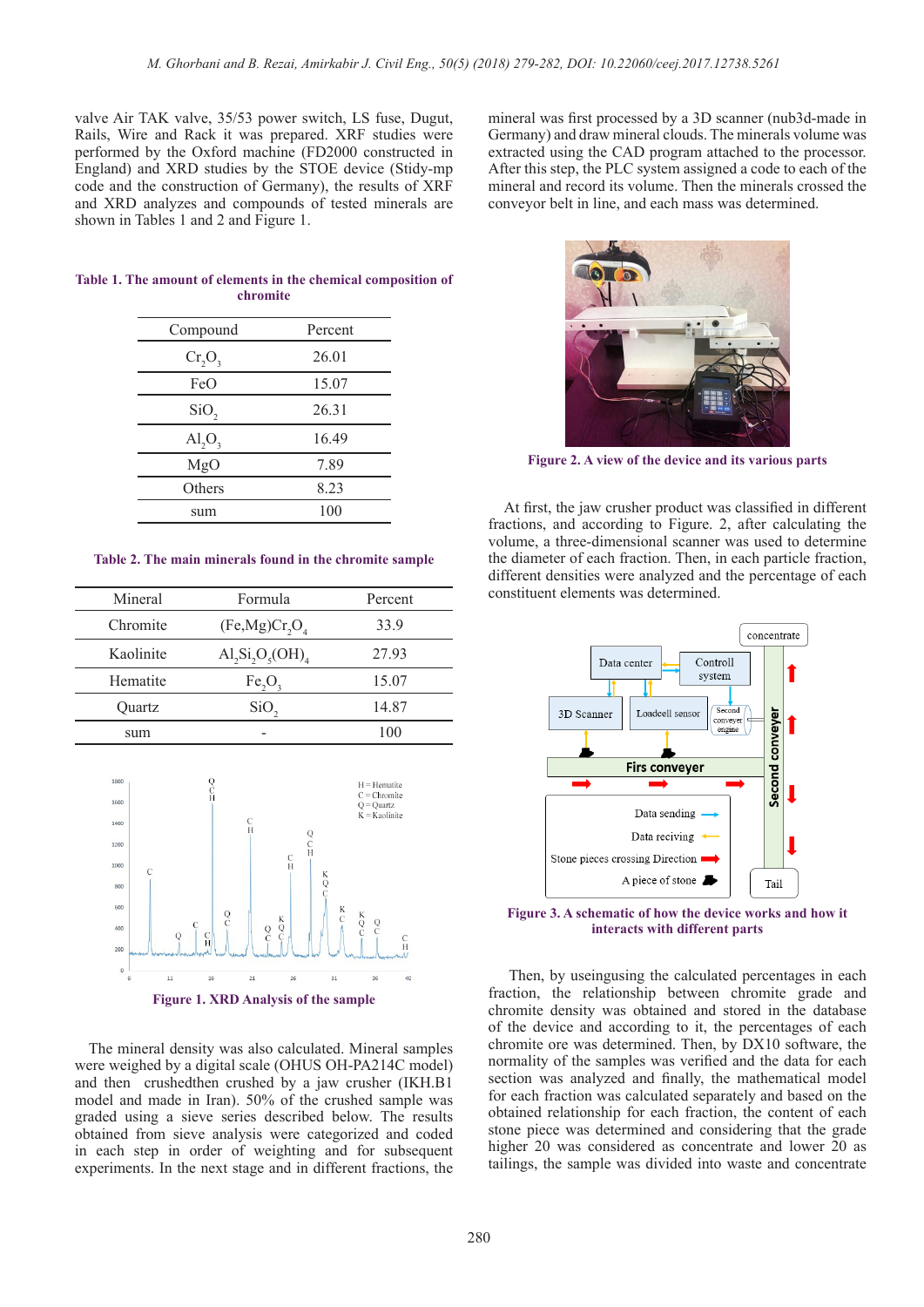valve Air TAK valve, 35/53 power switch, LS fuse, Dugut, Rails, Wire and Rack it was prepared. XRF studies were performed by the Oxford machine (FD2000 constructed in England) and XRD studies by the STOE device (Stidy-mp code and the construction of Germany), the results of XRF and XRD analyzes and compounds of tested minerals are shown in Tables 1 and 2 and Figure 1.

**Table 1. The amount of elements in the chemical composition of chromite**

| Compound | Percent |
|---|---|
| $Cr_2O_3$ | 26.01 |
| FeO | 15.07 |
| $SiO_2$ | 26.31 |
| $Al_2O_3$ | 16.49 |
| MgO | 7.89 |
| Others | 8.23 |
| sum | 100 |

**Table 2. The main minerals found in the chromite sample**

| Mineral | Formula | Percent |
|---|---|---|
| Chromite | $(Fe,Mg)Cr_2O_4$ | 33.9 |
| Kaolinite | $Al_2Si_2O_5(OH)_4$ | 27.93 |
| Hematite | $Fe_2O_3$ | 15.07 |
| Quartz | $SiO_2$ | 14.87 |
| sum | - | 100 |

H = Hematite
C = Chromite
Q = Quartz
K = Kaolinite

**Figure 1. XRD Analysis of the sample**

The mineral density was also calculated. Mineral samples were weighed by a digital scale (OHUS OH-PA214C model) and then crushedthen crushed by a jaw crusher (IKH.B1 model and made in Iran). 50% of the crushed sample was graded using a sieve series described below. The results obtained from sieve analysis were categorized and coded in each step in order of weighting and for subsequent experiments. In the next stage and in different fractions, the mineral was first processed by a 3D scanner (nub3d-made in Germany) and draw mineral clouds. The minerals volume was extracted using the CAD program attached to the processor. After this step, the PLC system assigned a code to each of the mineral and record its volume. Then the minerals crossed the conveyor belt in line, and each mass was determined.

**Figure 2. A view of the device and its various parts**

At first, the jaw crusher product was classified in different fractions, and according to Figure. 2, after calculating the volume, a three-dimensional scanner was used to determine the diameter of each fraction. Then, in each particle fraction, different densities were analyzed and the percentage of each constituent elements was determined.

concentrate
Data center
Controll system
3D Scanner
Loadcell sensor
Second conveyer engine
Firs conveyer
Second conveyer
Data sending
Data reciving
Stone pieces crossing Direction
A piece of stone
Tail

**Figure 3. A schematic of how the device works and how it interacts with different parts**

Then, by useingusing the calculated percentages in each fraction, the relationship between chromite grade and chromite density was obtained and stored in the database of the device and according to it, the percentages of each chromite ore was determined. Then, by DX10 software, the normality of the samples was verified and the data for each section was analyzed and finally, the mathematical model for each fraction was calculated separately and based on the obtained relationship for each fraction, the content of each stone piece was determined and considering that the grade higher 20 was considered as concentrate and lower 20 as tailings, the sample was divided into waste and concentrate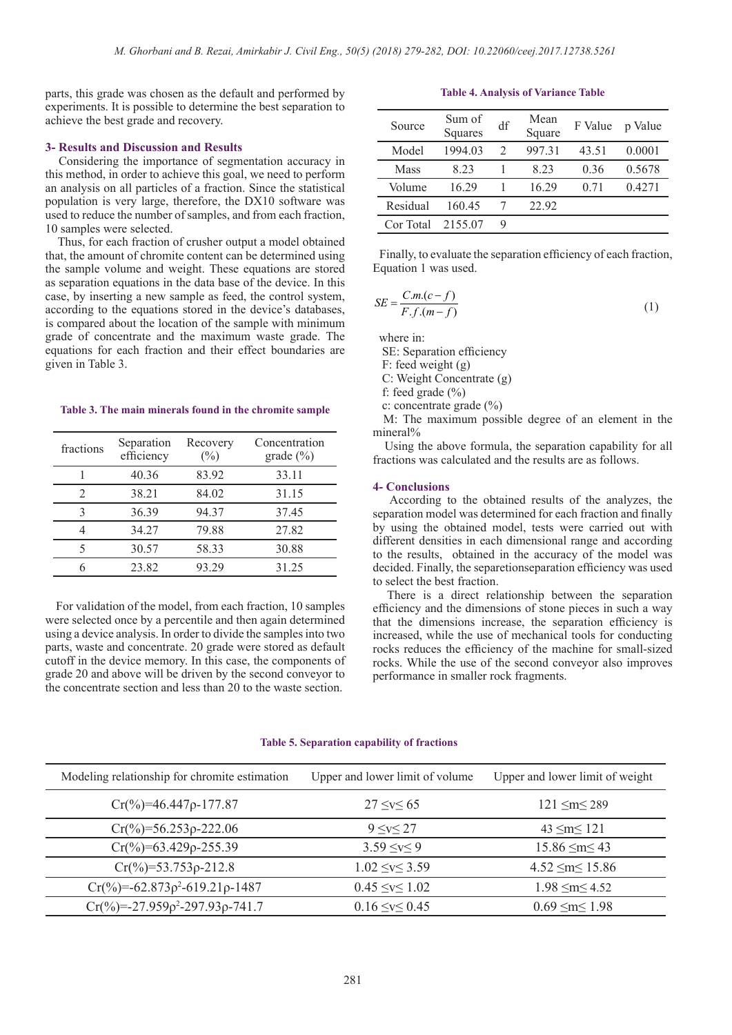parts, this grade was chosen as the default and performed by experiments. It is possible to determine the best separation to achieve the best grade and recovery.

### 3- Results and Discussion and Results

Considering the importance of segmentation accuracy in this method, in order to achieve this goal, we need to perform an analysis on all particles of a fraction. Since the statistical population is very large, therefore, the DX10 software was used to reduce the number of samples, and from each fraction, 10 samples were selected.

Thus, for each fraction of crusher output a model obtained that, the amount of chromite content can be determined using the sample volume and weight. These equations are stored as separation equations in the data base of the device. In this case, by inserting a new sample as feed, the control system, according to the equations stored in the device's databases, is compared about the location of the sample with minimum grade of concentrate and the maximum waste grade. The equations for each fraction and their effect boundaries are given in Table 3.

**Table 3. The main minerals found in the chromite sample**

| fractions | Separation efficiency | Recovery (%) | Concentration grade (%) |
|---|---|---|---|
| 1 | 40.36 | 83.92 | 33.11 |
| 2 | 38.21 | 84.02 | 31.15 |
| 3 | 36.39 | 94.37 | 37.45 |
| 4 | 34.27 | 79.88 | 27.82 |
| 5 | 30.57 | 58.33 | 30.88 |
| 6 | 23.82 | 93.29 | 31.25 |

For validation of the model, from each fraction, 10 samples were selected once by a percentile and then again determined using a device analysis. In order to divide the samples into two parts, waste and concentrate. 20 grade were stored as default cutoff in the device memory. In this case, the components of grade 20 and above will be driven by the second conveyor to the concentrate section and less than 20 to the waste section.

**Table 4. Analysis of Variance Table**

| Source | Sum of Squares | df | Mean Square | F Value | p Value |
|---|---|---|---|---|---|
| Model | 1994.03 | 2 | 997.31 | 43.51 | 0.0001 |
| Mass | 8.23 | 1 | 8.23 | 0.36 | 0.5678 |
| Volume | 16.29 | 1 | 16.29 | 0.71 | 0.4271 |
| Residual | 160.45 | 7 | 22.92 | | |
| Cor Total | 2155.07 | 9 | | | |

Finally, to evaluate the separation efficiency of each fraction, Equation 1 was used.

$$SE = \frac{C.m.(c-f)}{F.f.(m-f)} \quad (1)$$

where in:

SE: Separation efficiency

F: feed weight (g)

C: Weight Concentrate (g)

f: feed grade (%)

c: concentrate grade (%)

M: The maximum possible degree of an element in the mineral%

Using the above formula, the separation capability for all fractions was calculated and the results are as follows.

### 4- Conclusions

According to the obtained results of the analyzes, the separation model was determined for each fraction and finally by using the obtained model, tests were carried out with different densities in each dimensional range and according to the results, obtained in the accuracy of the model was decided. Finally, the separetionseparation efficiency was used to select the best fraction.

There is a direct relationship between the separation efficiency and the dimensions of stone pieces in such a way that the dimensions increase, the separation efficiency is increased, while the use of mechanical tools for conducting rocks reduces the efficiency of the machine for small-sized rocks. While the use of the second conveyor also improves performance in smaller rock fragments.

**Table 5. Separation capability of fractions**

| Modeling relationship for chromite estimation | Upper and lower limit of volume | Upper and lower limit of weight |
|---|---|---|
| Cr(%)=46.447ρ-177.87 | $27 \leq v \leq 65$ | $121 \leq m \leq 289$ |
| Cr(%)=56.253ρ-222.06 | $9 \leq v \leq 27$ | $43 \leq m \leq 121$ |
| Cr(%)=63.429ρ-255.39 | $3.59 \leq v \leq 9$ | $15.86 \leq m \leq 43$ |
| Cr(%)=53.753ρ-212.8 | $1.02 \leq v \leq 3.59$ | $4.52 \leq m \leq 15.86$ |
| Cr(%)=-62.873$\rho^2$-619.21ρ-1487 | $0.45 \leq v \leq 1.02$ | $1.98 \leq m \leq 4.52$ |
| Cr(%)=-27.959$\rho^2$-297.93ρ-741.7 | $0.16 \leq v \leq 0.45$ | $0.69 \leq m \leq 1.98$ |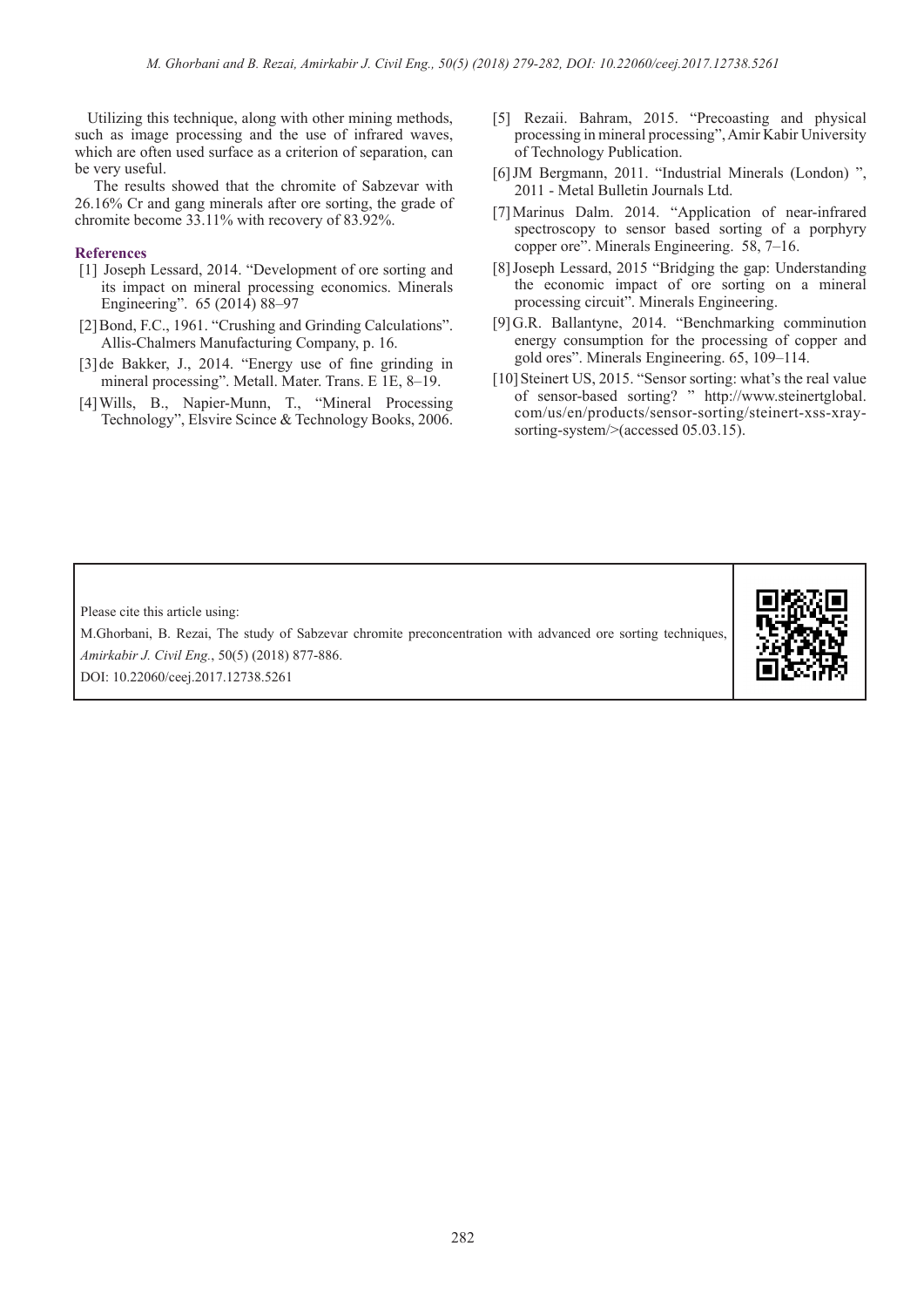Utilizing this technique, along with other mining methods, such as image processing and the use of infrared waves, which are often used surface as a criterion of separation, can be very useful.

The results showed that the chromite of Sabzevar with 26.16% Cr and gang minerals after ore sorting, the grade of chromite become 33.11% with recovery of 83.92%.

## References

[1] Joseph Lessard, 2014. "Development of ore sorting and its impact on mineral processing economics. Minerals Engineering". 65 (2014) 88–97

[2] Bond, F.C., 1961. "Crushing and Grinding Calculations". Allis-Chalmers Manufacturing Company, p. 16.

[3] de Bakker, J., 2014. "Energy use of fine grinding in mineral processing". Metall. Mater. Trans. E 1E, 8–19.

[4] Wills, B., Napier-Munn, T., "Mineral Processing Technology", Elsvire Scince & Technology Books, 2006.

[5] Rezaii. Bahram, 2015. "Precoasting and physical processing in mineral processing", Amir Kabir University of Technology Publication.

[6] JM Bergmann, 2011. "Industrial Minerals (London) ", 2011 - Metal Bulletin Journals Ltd.

[7] Marinus Dalm. 2014. "Application of near-infrared spectroscopy to sensor based sorting of a porphyry copper ore". Minerals Engineering. 58, 7–16.

[8] Joseph Lessard, 2015 "Bridging the gap: Understanding the economic impact of ore sorting on a mineral processing circuit". Minerals Engineering.

[9] G.R. Ballantyne, 2014. "Benchmarking comminution energy consumption for the processing of copper and gold ores". Minerals Engineering. 65, 109–114.

[10] Steinert US, 2015. "Sensor sorting: what's the real value of sensor-based sorting? " http://www.steinertglobal.com/us/en/products/sensor-sorting/steinert-xss-xray-sorting-system/>(accessed 05.03.15).

Please cite this article using:

M.Ghorbani, B. Rezai, The study of Sabzevar chromite preconcentration with advanced ore sorting techniques, *Amirkabir J. Civil Eng.*, 50(5) (2018) 877-886.

DOI: 10.22060/ceej.2017.12738.5261